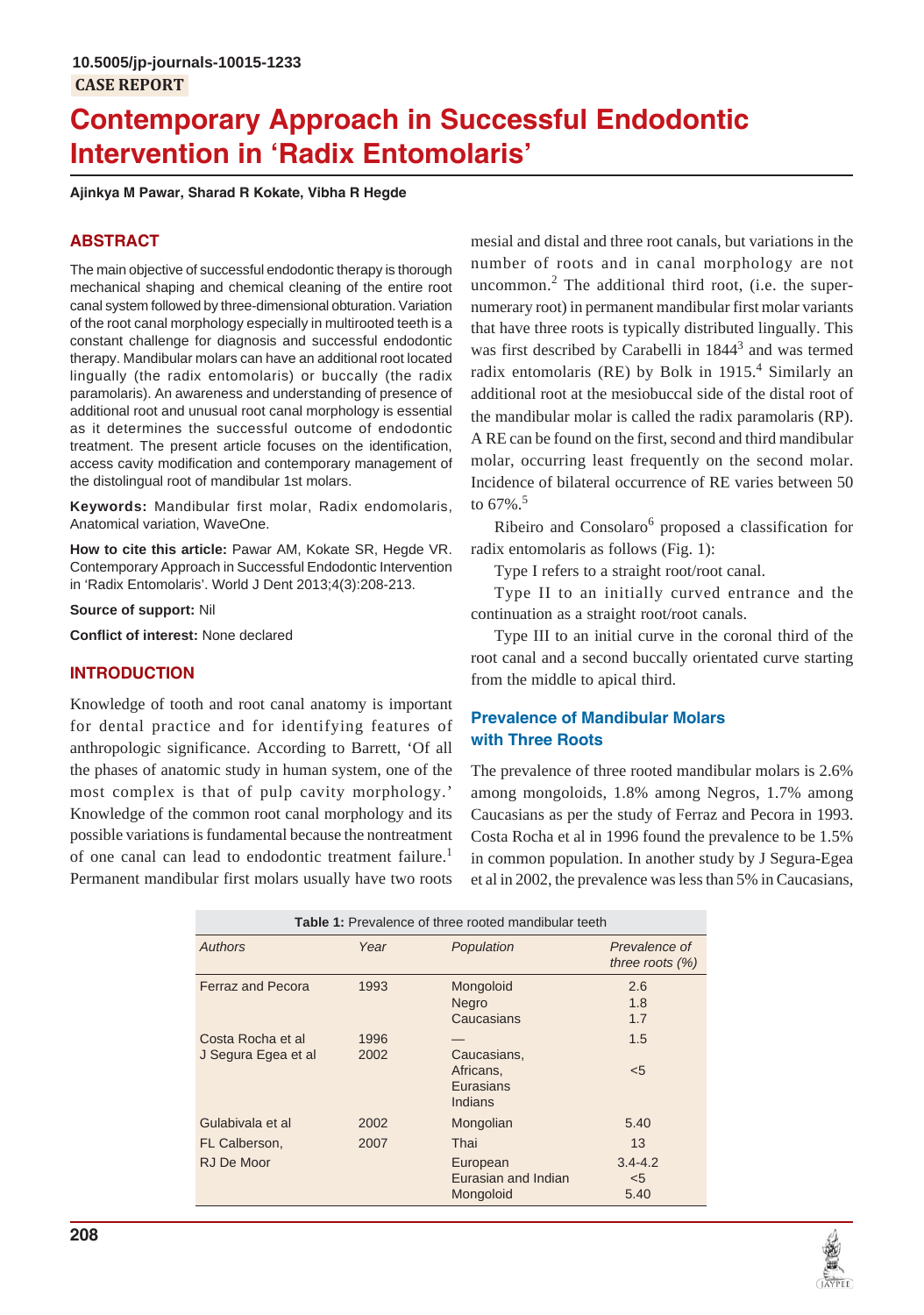10.5005/jp-journals-10015-1233

CASE REPORT

# Contemporary Approach in Successful Endodontic Intervention in 'Radix Entomolaris'

**Ajinkya M Pawar, Sharad R Kokate, Vibha R Hegde**

## ABSTRACT

The main objective of successful endodontic therapy is thorough mechanical shaping and chemical cleaning of the entire root canal system followed by three-dimensional obturation. Variation of the root canal morphology especially in multirooted teeth is a constant challenge for diagnosis and successful endodontic therapy. Mandibular molars can have an additional root located lingually (the radix entomolaris) or buccally (the radix paramolaris). An awareness and understanding of presence of additional root and unusual root canal morphology is essential as it determines the successful outcome of endodontic treatment. The present article focuses on the identification, access cavity modification and contemporary management of the distolingual root of mandibular 1st molars.

**Keywords:** Mandibular first molar, Radix endomolaris, Anatomical variation, WaveOne.

**How to cite this article:** Pawar AM, Kokate SR, Hegde VR. Contemporary Approach in Successful Endodontic Intervention in 'Radix Entomolaris'. World J Dent 2013;4(3):208-213.

**Source of support:** Nil

**Conflict of interest:** None declared

## INTRODUCTION

Knowledge of tooth and root canal anatomy is important for dental practice and for identifying features of anthropologic significance. According to Barrett, 'Of all the phases of anatomic study in human system, one of the most complex is that of pulp cavity morphology.' Knowledge of the common root canal morphology and its possible variations is fundamental because the nontreatment of one canal can lead to endodontic treatment failure.[1] Permanent mandibular first molars usually have two roots mesial and distal and three root canals, but variations in the number of roots and in canal morphology are not uncommon.[2] The additional third root, (i.e. the supernumerary root) in permanent mandibular first molar variants that have three roots is typically distributed lingually. This was first described by Carabelli in 1844[3] and was termed radix entomolaris (RE) by Bolk in 1915.[4] Similarly an additional root at the mesiobuccal side of the distal root of the mandibular molar is called the radix paramolaris (RP). A RE can be found on the first, second and third mandibular molar, occurring least frequently on the second molar. Incidence of bilateral occurrence of RE varies between 50 to 67%.[5]

Ribeiro and Consolaro[6] proposed a classification for radix entomolaris as follows (Fig. 1):

Type I refers to a straight root/root canal.

Type II to an initially curved entrance and the continuation as a straight root/root canals.

Type III to an initial curve in the coronal third of the root canal and a second buccally orientated curve starting from the middle to apical third.

### Prevalence of Mandibular Molars with Three Roots

The prevalence of three rooted mandibular molars is 2.6% among mongoloids, 1.8% among Negros, 1.7% among Caucasians as per the study of Ferraz and Pecora in 1993. Costa Rocha et al in 1996 found the prevalence to be 1.5% in common population. In another study by J Segura-Egea et al in 2002, the prevalence was less than 5% in Caucasians,

**Table 1:** Prevalence of three rooted mandibular teeth

| *Authors* | *Year* | *Population* | *Prevalence of three roots (%)* |
|---|---|---|---|
| Ferraz and Pecora | 1993 | Mongoloid<br>Negro<br>Caucasians | 2.6<br>1.8<br>1.7 |
| Costa Rocha et al | 1996 | — | 1.5 |
| J Segura Egea et al | 2002 | Caucasians,<br>Africans,<br>Eurasians<br>Indians | <5 |
| Gulabivala et al | 2002 | Mongolian | 5.40 |
| FL Calberson,<br>RJ De Moor | 2007 | Thai<br>European<br>Eurasian and Indian<br>Mongoloid | 13<br>3.4-4.2<br><5<br>5.40 |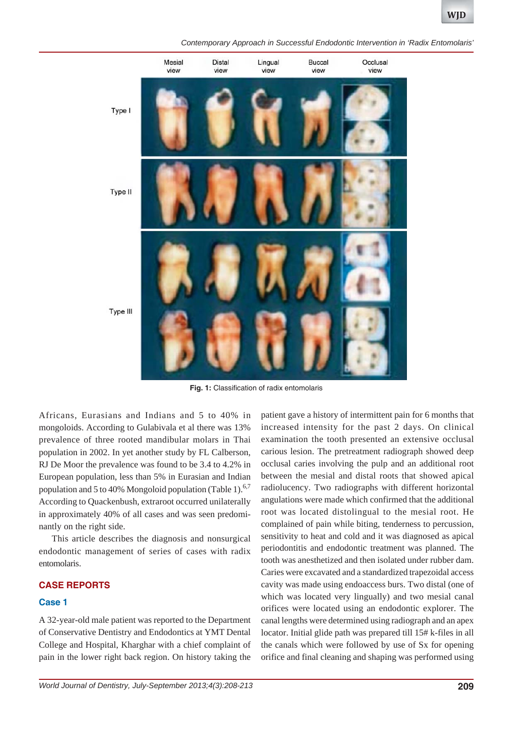Fig. 1: Classification of radix entomolaris

Africans, Eurasians and Indians and 5 to 40% in mongoloids. According to Gulabivala et al there was 13% prevalence of three rooted mandibular molars in Thai population in 2002. In yet another study by FL Calberson, RJ De Moor the prevalence was found to be 3.4 to 4.2% in European population, less than 5% in Eurasian and Indian population and 5 to 40% Mongoloid population (Table 1).[6,7] According to Quackenbush, extraroot occurred unilaterally in approximately 40% of all cases and was seen predominantly on the right side.

This article describes the diagnosis and nonsurgical endodontic management of series of cases with radix entomolaris.

## CASE REPORTS

### Case 1

A 32-year-old male patient was reported to the Department of Conservative Dentistry and Endodontics at YMT Dental College and Hospital, Kharghar with a chief complaint of pain in the lower right back region. On history taking the patient gave a history of intermittent pain for 6 months that increased intensity for the past 2 days. On clinical examination the tooth presented an extensive occlusal carious lesion. The pretreatment radiograph showed deep occlusal caries involving the pulp and an additional root between the mesial and distal roots that showed apical radiolucency. Two radiographs with different horizontal angulations were made which confirmed that the additional root was located distolingual to the mesial root. He complained of pain while biting, tenderness to percussion, sensitivity to heat and cold and it was diagnosed as apical periodontitis and endodontic treatment was planned. The tooth was anesthetized and then isolated under rubber dam. Caries were excavated and a standardized trapezoidal access cavity was made using endoaccess burs. Two distal (one of which was located very lingually) and two mesial canal orifices were located using an endodontic explorer. The canal lengths were determined using radiograph and an apex locator. Initial glide path was prepared till 15# k-files in all the canals which were followed by use of Sx for opening orifice and final cleaning and shaping was performed using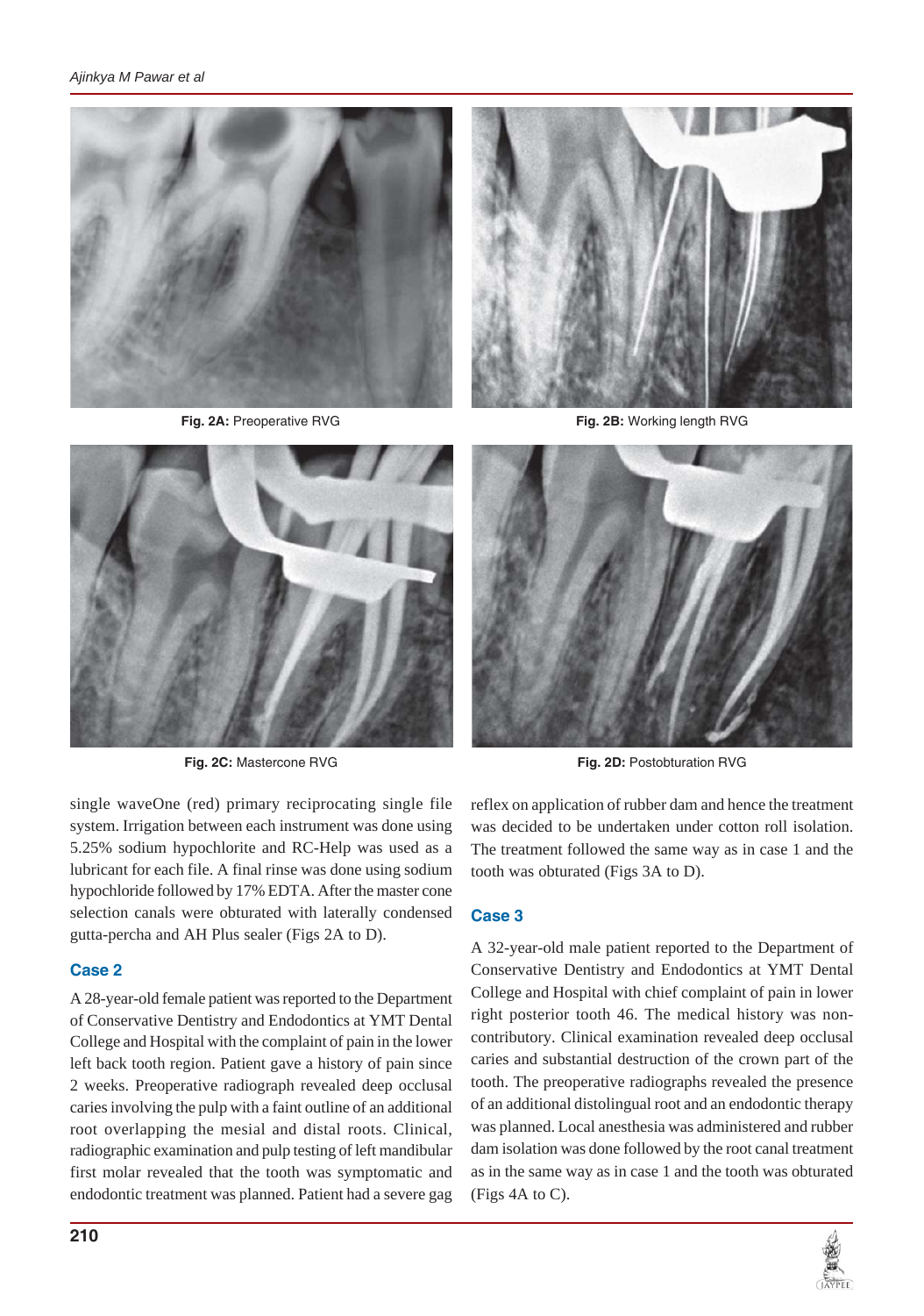Fig. 2A: Preoperative RVG

Fig. 2B: Working length RVG

Fig. 2C: Mastercone RVG

Fig. 2D: Postobturation RVG

single waveOne (red) primary reciprocating single file system. Irrigation between each instrument was done using 5.25% sodium hypochlorite and RC-Help was used as a lubricant for each file. A final rinse was done using sodium hypochloride followed by 17% EDTA. After the master cone selection canals were obturated with laterally condensed gutta-percha and AH Plus sealer (Figs 2A to D).

## Case 2

A 28-year-old female patient was reported to the Department of Conservative Dentistry and Endodontics at YMT Dental College and Hospital with the complaint of pain in the lower left back tooth region. Patient gave a history of pain since 2 weeks. Preoperative radiograph revealed deep occlusal caries involving the pulp with a faint outline of an additional root overlapping the mesial and distal roots. Clinical, radiographic examination and pulp testing of left mandibular first molar revealed that the tooth was symptomatic and endodontic treatment was planned. Patient had a severe gag reflex on application of rubber dam and hence the treatment was decided to be undertaken under cotton roll isolation. The treatment followed the same way as in case 1 and the tooth was obturated (Figs 3A to D).

## Case 3

A 32-year-old male patient reported to the Department of Conservative Dentistry and Endodontics at YMT Dental College and Hospital with chief complaint of pain in lower right posterior tooth 46. The medical history was non-contributory. Clinical examination revealed deep occlusal caries and substantial destruction of the crown part of the tooth. The preoperative radiographs revealed the presence of an additional distolingual root and an endodontic therapy was planned. Local anesthesia was administered and rubber dam isolation was done followed by the root canal treatment as in the same way as in case 1 and the tooth was obturated (Figs 4A to C).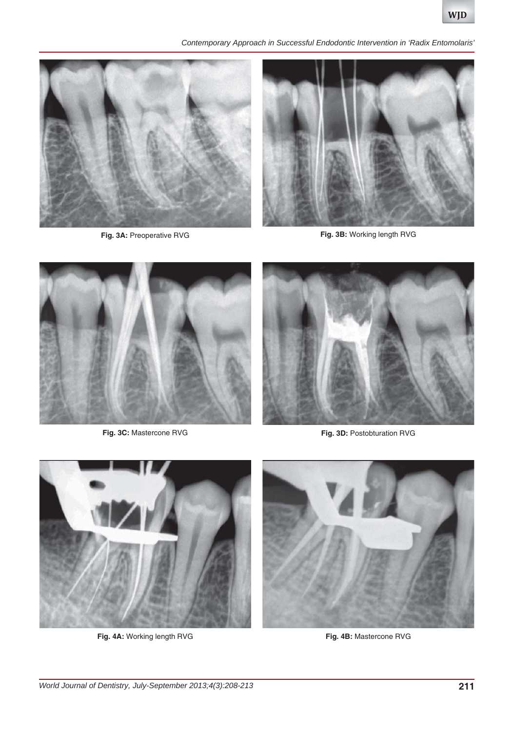Fig. 3A: Preoperative RVG

Fig. 3B: Working length RVG

Fig. 3C: Mastercone RVG

Fig. 3D: Postobturation RVG

Fig. 4A: Working length RVG

Fig. 4B: Mastercone RVG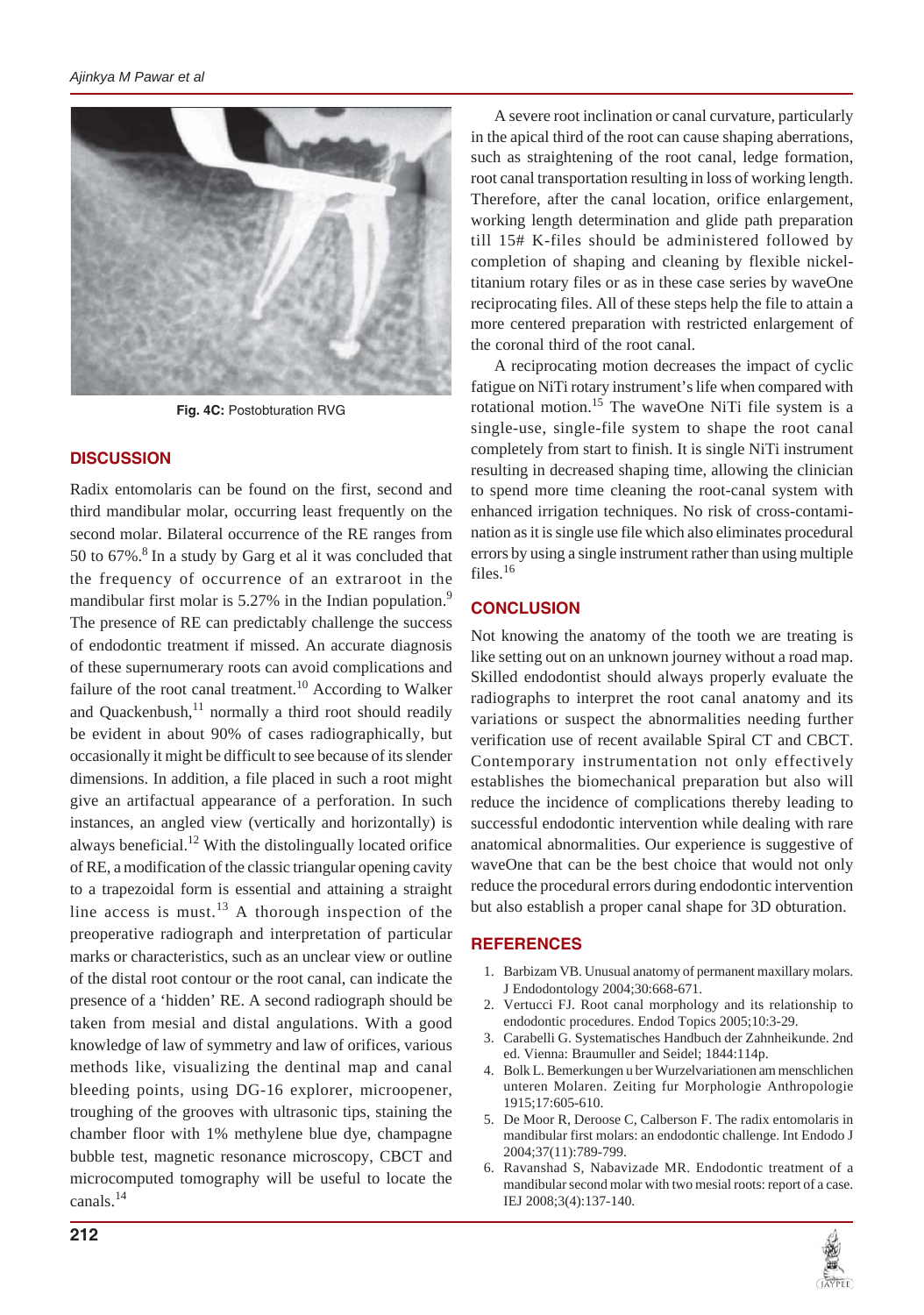Fig. 4C: Postobturation RVG

## DISCUSSION

Radix entomolaris can be found on the first, second and third mandibular molar, occurring least frequently on the second molar. Bilateral occurrence of the RE ranges from 50 to 67%.[8] In a study by Garg et al it was concluded that the frequency of occurrence of an extraroot in the mandibular first molar is 5.27% in the Indian population.[9] The presence of RE can predictably challenge the success of endodontic treatment if missed. An accurate diagnosis of these supernumerary roots can avoid complications and failure of the root canal treatment.[10] According to Walker and Quackenbush,[11] normally a third root should readily be evident in about 90% of cases radiographically, but occasionally it might be difficult to see because of its slender dimensions. In addition, a file placed in such a root might give an artifactual appearance of a perforation. In such instances, an angled view (vertically and horizontally) is always beneficial.[12] With the distolingually located orifice of RE, a modification of the classic triangular opening cavity to a trapezoidal form is essential and attaining a straight line access is must.[13] A thorough inspection of the preoperative radiograph and interpretation of particular marks or characteristics, such as an unclear view or outline of the distal root contour or the root canal, can indicate the presence of a 'hidden' RE. A second radiograph should be taken from mesial and distal angulations. With a good knowledge of law of symmetry and law of orifices, various methods like, visualizing the dentinal map and canal bleeding points, using DG-16 explorer, microopener, troughing of the grooves with ultrasonic tips, staining the chamber floor with 1% methylene blue dye, champagne bubble test, magnetic resonance microscopy, CBCT and microcomputed tomography will be useful to locate the canals.[14]

A severe root inclination or canal curvature, particularly in the apical third of the root can cause shaping aberrations, such as straightening of the root canal, ledge formation, root canal transportation resulting in loss of working length. Therefore, after the canal location, orifice enlargement, working length determination and glide path preparation till 15# K-files should be administered followed by completion of shaping and cleaning by flexible nickel-titanium rotary files or as in these case series by waveOne reciprocating files. All of these steps help the file to attain a more centered preparation with restricted enlargement of the coronal third of the root canal.

A reciprocating motion decreases the impact of cyclic fatigue on NiTi rotary instrument's life when compared with rotational motion.[15] The waveOne NiTi file system is a single-use, single-file system to shape the root canal completely from start to finish. It is single NiTi instrument resulting in decreased shaping time, allowing the clinician to spend more time cleaning the root-canal system with enhanced irrigation techniques. No risk of cross-contamination as it is single use file which also eliminates procedural errors by using a single instrument rather than using multiple files.[16]

## CONCLUSION

Not knowing the anatomy of the tooth we are treating is like setting out on an unknown journey without a road map. Skilled endodontist should always properly evaluate the radiographs to interpret the root canal anatomy and its variations or suspect the abnormalities needing further verification use of recent available Spiral CT and CBCT. Contemporary instrumentation not only effectively establishes the biomechanical preparation but also will reduce the incidence of complications thereby leading to successful endodontic intervention while dealing with rare anatomical abnormalities. Our experience is suggestive of waveOne that can be the best choice that would not only reduce the procedural errors during endodontic intervention but also establish a proper canal shape for 3D obturation.

## REFERENCES

1. Barbizam VB. Unusual anatomy of permanent maxillary molars. J Endodontology 2004;30:668-671.
2. Vertucci FJ. Root canal morphology and its relationship to endodontic procedures. Endod Topics 2005;10:3-29.
3. Carabelli G. Systematisches Handbuch der Zahnheikunde. 2nd ed. Vienna: Braumuller and Seidel; 1844:114p.
4. Bolk L. Bemerkungen u ber Wurzelvariationen am menschlichen unteren Molaren. Zeiting fur Morphologie Anthropologie 1915;17:605-610.
5. De Moor R, Deroose C, Calberson F. The radix entomolaris in mandibular first molars: an endodontic challenge. Int Endodo J 2004;37(11):789-799.
6. Ravanshad S, Nabavizade MR. Endodontic treatment of a mandibular second molar with two mesial roots: report of a case. IEJ 2008;3(4):137-140.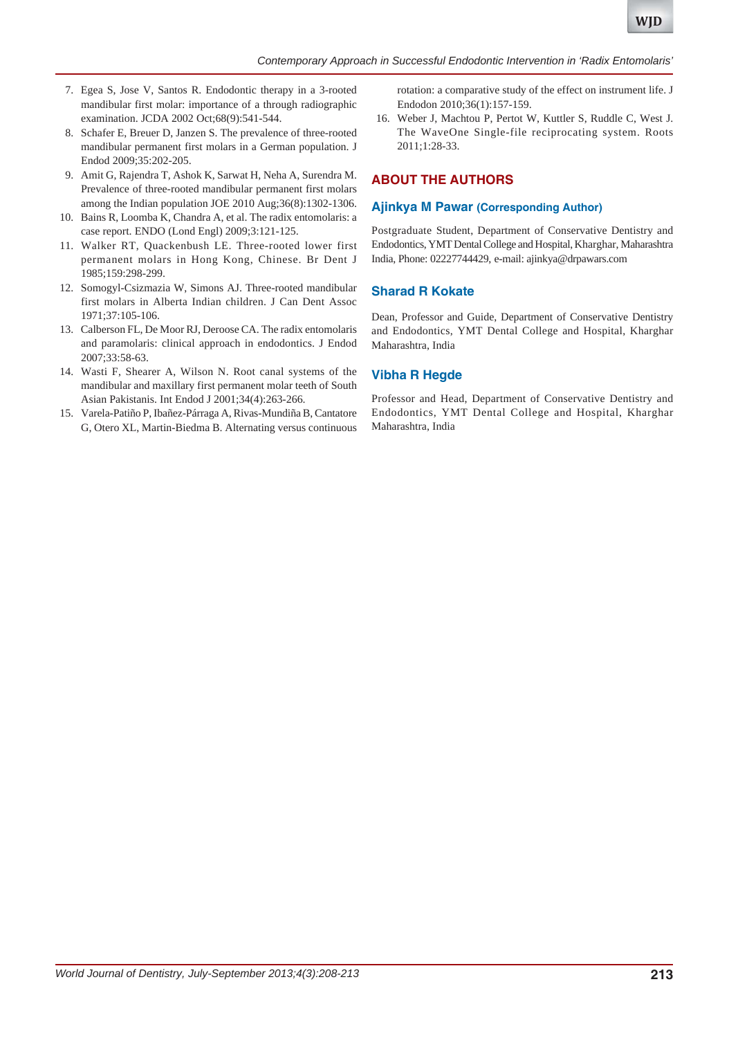7. Egea S, Jose V, Santos R. Endodontic therapy in a 3-rooted mandibular first molar: importance of a through radiographic examination. JCDA 2002 Oct;68(9):541-544.
8. Schafer E, Breuer D, Janzen S. The prevalence of three-rooted mandibular permanent first molars in a German population. J Endod 2009;35:202-205.
9. Amit G, Rajendra T, Ashok K, Sarwat H, Neha A, Surendra M. Prevalence of three-rooted mandibular permanent first molars among the Indian population JOE 2010 Aug;36(8):1302-1306.
10. Bains R, Loomba K, Chandra A, et al. The radix entomolaris: a case report. ENDO (Lond Engl) 2009;3:121-125.
11. Walker RT, Quackenbush LE. Three-rooted lower first permanent molars in Hong Kong, Chinese. Br Dent J 1985;159:298-299.
12. Somogyl-Csizmazia W, Simons AJ. Three-rooted mandibular first molars in Alberta Indian children. J Can Dent Assoc 1971;37:105-106.
13. Calberson FL, De Moor RJ, Deroose CA. The radix entomolaris and paramolaris: clinical approach in endodontics. J Endod 2007;33:58-63.
14. Wasti F, Shearer A, Wilson N. Root canal systems of the mandibular and maxillary first permanent molar teeth of South Asian Pakistanis. Int Endod J 2001;34(4):263-266.
15. Varela-Patiño P, Ibañez-Párraga A, Rivas-Mundiña B, Cantatore G, Otero XL, Martin-Biedma B. Alternating versus continuous rotation: a comparative study of the effect on instrument life. J Endodon 2010;36(1):157-159.
16. Weber J, Machtou P, Pertot W, Kuttler S, Ruddle C, West J. The WaveOne Single-file reciprocating system. Roots 2011;1:28-33.

## ABOUT THE AUTHORS

### Ajinkya M Pawar (Corresponding Author)

Postgraduate Student, Department of Conservative Dentistry and Endodontics, YMT Dental College and Hospital, Kharghar, Maharashtra India, Phone: 02227744429, e-mail: ajinkya@drpawars.com

### Sharad R Kokate

Dean, Professor and Guide, Department of Conservative Dentistry and Endodontics, YMT Dental College and Hospital, Kharghar Maharashtra, India

### Vibha R Hegde

Professor and Head, Department of Conservative Dentistry and Endodontics, YMT Dental College and Hospital, Kharghar Maharashtra, India